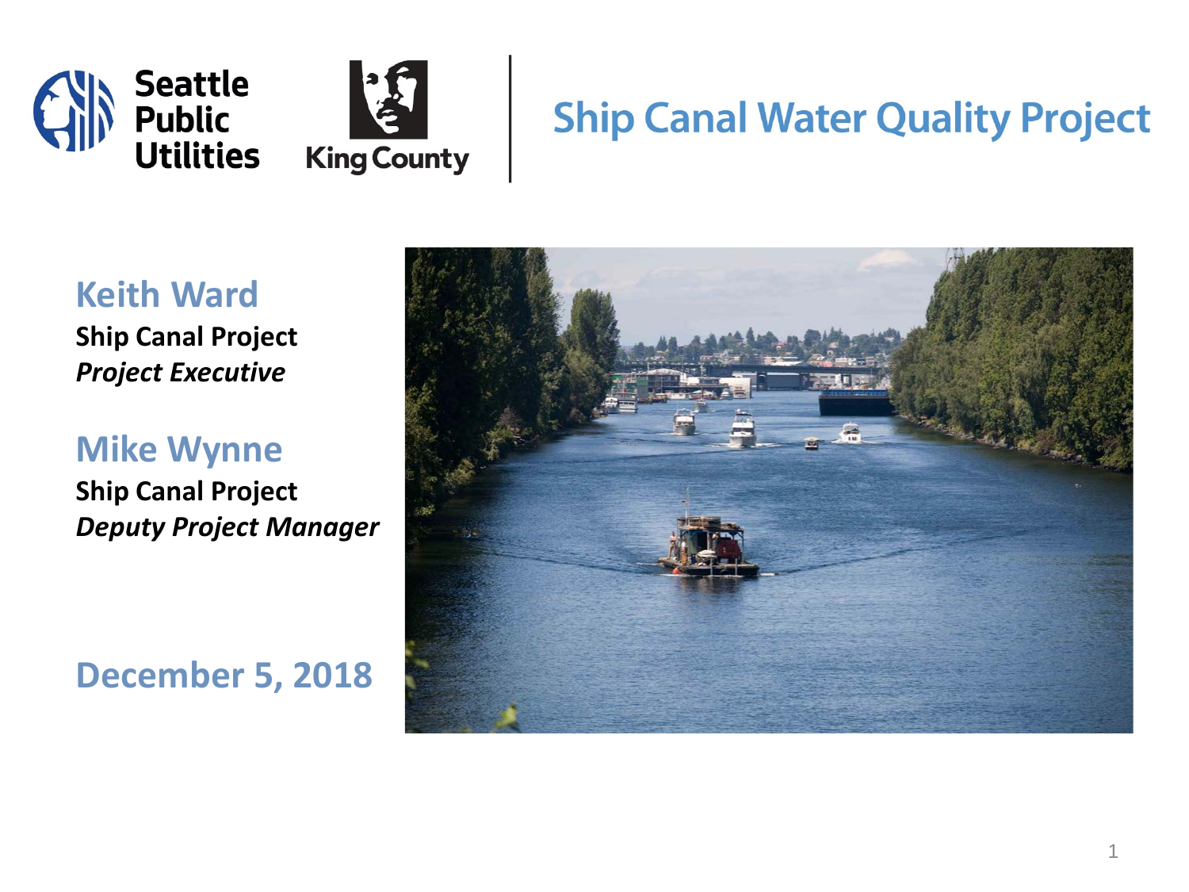Seattle Public Utilities

King County

# Ship Canal Water Quality Project

## Keith Ward

**Ship Canal Project**
***Project Executive***

## Mike Wynne

**Ship Canal Project**
***Deputy Project Manager***

## December 5, 2018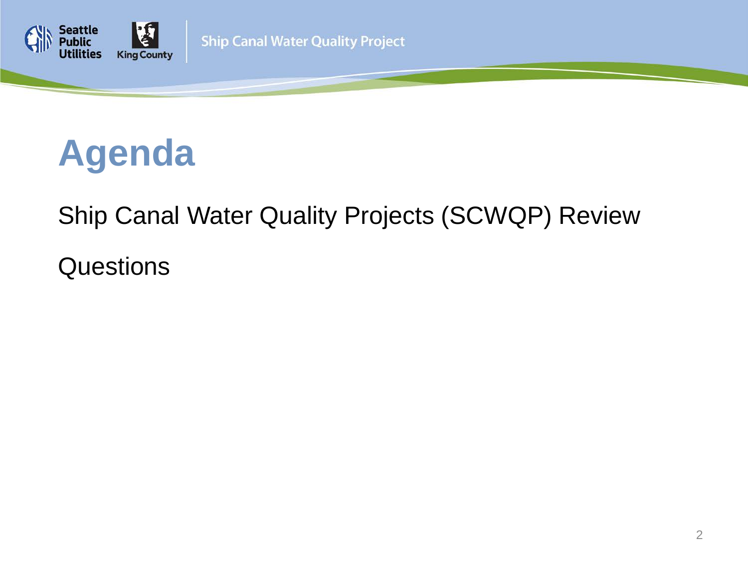# Agenda

Ship Canal Water Quality Projects (SCWQP) Review

Questions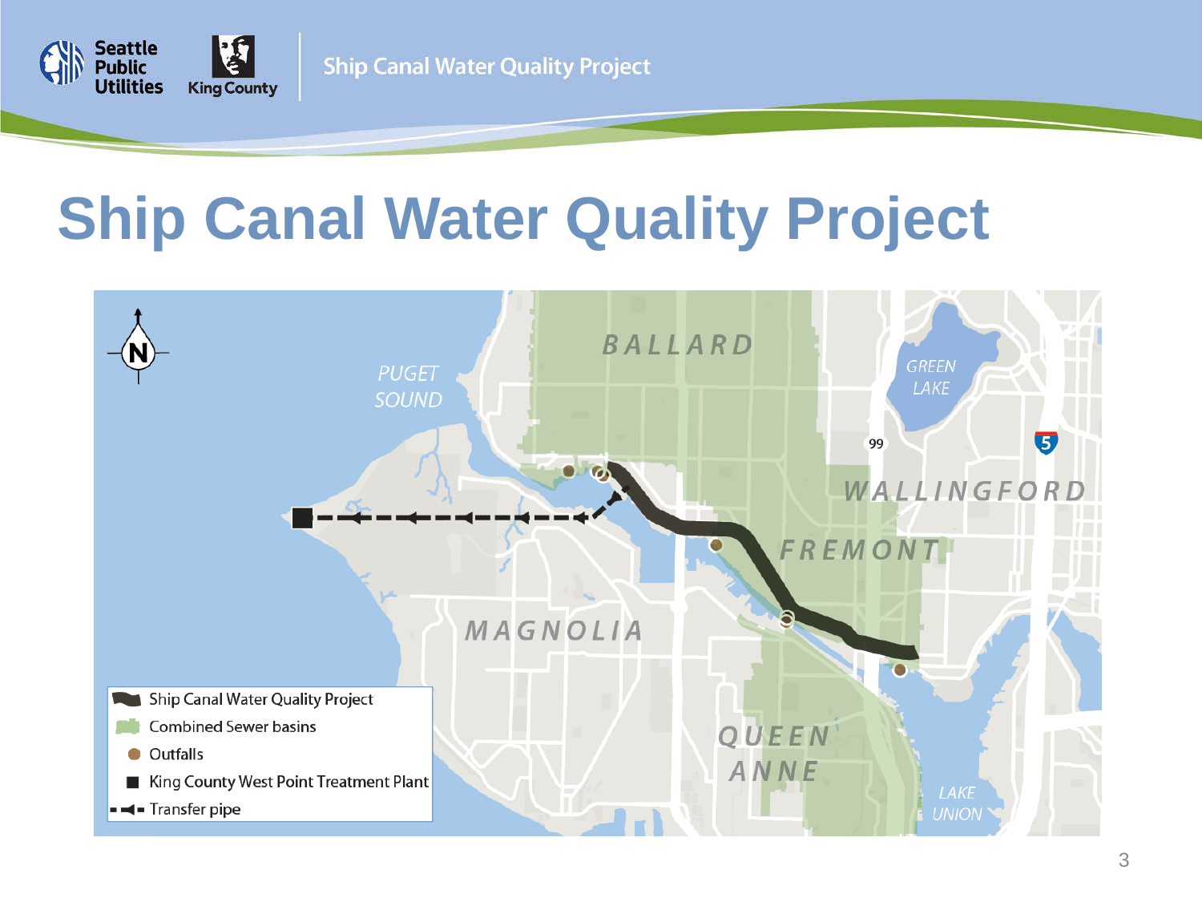# Ship Canal Water Quality Project

BALLARD

PUGET SOUND

GREEN LAKE

WALLINGFORD

FREMONT

MAGNOLIA

QUEEN ANNE

LAKE UNION

- Ship Canal Water Quality Project
- Combined Sewer basins
- Outfalls
- King County West Point Treatment Plant
- Transfer pipe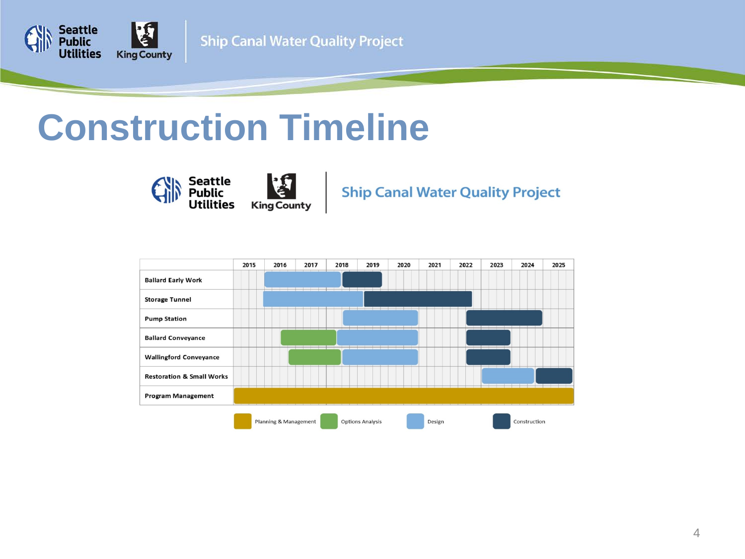# Construction Timeline

Ship Canal Water Quality Project

| | 2015 | 2016 | 2017 | 2018 | 2019 | 2020 | 2021 | 2022 | 2023 | 2024 | 2025 |
|---|---|---|---|---|---|---|---|---|---|---|---|
| **Ballard Early Work** | | | | | | | | | | | |
| **Storage Tunnel** | | | | | | | | | | | |
| **Pump Station** | | | | | | | | | | | |
| **Ballard Conveyance** | | | | | | | | | | | |
| **Wallingford Conveyance** | | | | | | | | | | | |
| **Restoration & Small Works** | | | | | | | | | | | |
| **Program Management** | | | | | | | | | | | |

Planning & Management | Options Analysis | Design | Construction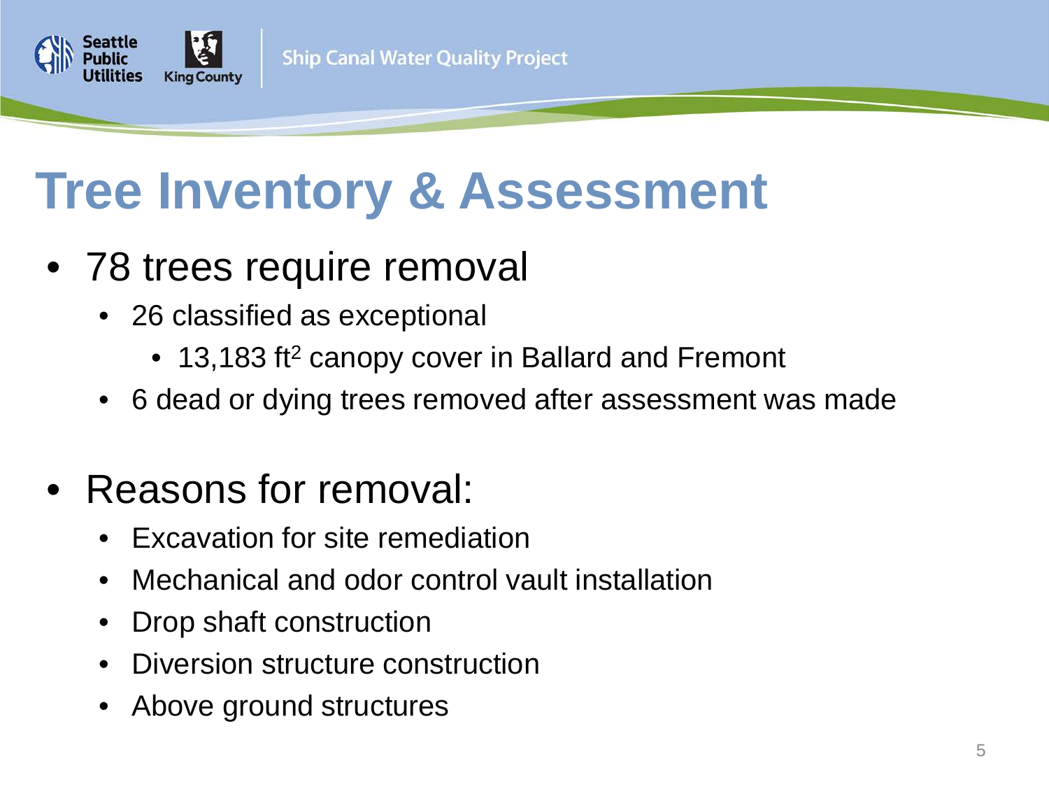# Tree Inventory & Assessment

- 78 trees require removal
  - 26 classified as exceptional
    - 13,183 $ft^2$ canopy cover in Ballard and Fremont
  - 6 dead or dying trees removed after assessment was made

- Reasons for removal:
  - Excavation for site remediation
  - Mechanical and odor control vault installation
  - Drop shaft construction
  - Diversion structure construction
  - Above ground structures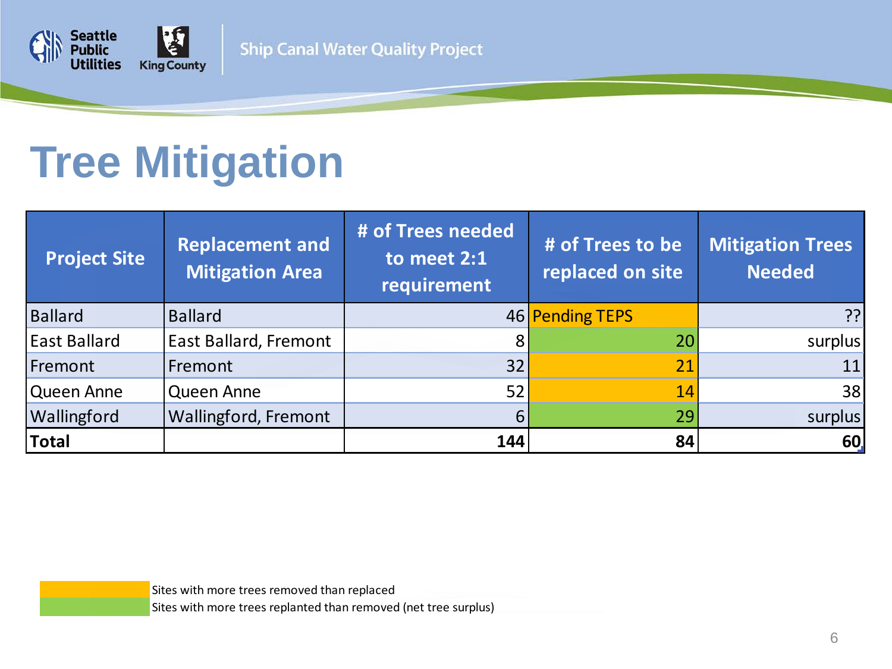# Tree Mitigation

| Project Site | Replacement and Mitigation Area | # of Trees needed to meet 2:1 requirement | # of Trees to be replaced on site | Mitigation Trees Needed |
|---|---|---|---|---|
| Ballard | Ballard | 46 | Pending TEPS | ?? |
| East Ballard | East Ballard, Fremont | 8 | 20 | surplus |
| Fremont | Fremont | 32 | 21 | 11 |
| Queen Anne | Queen Anne | 52 | 14 | 38 |
| Wallingford | Wallingford, Fremont | 6 | 29 | surplus |
| **Total** | | **144** | **84** | **60** |

Legend:
- Orange: Sites with more trees removed than replaced (Ballard, Fremont, Queen Anne)
- Green: Sites with more trees replanted than removed (net tree surplus) (East Ballard, Wallingford)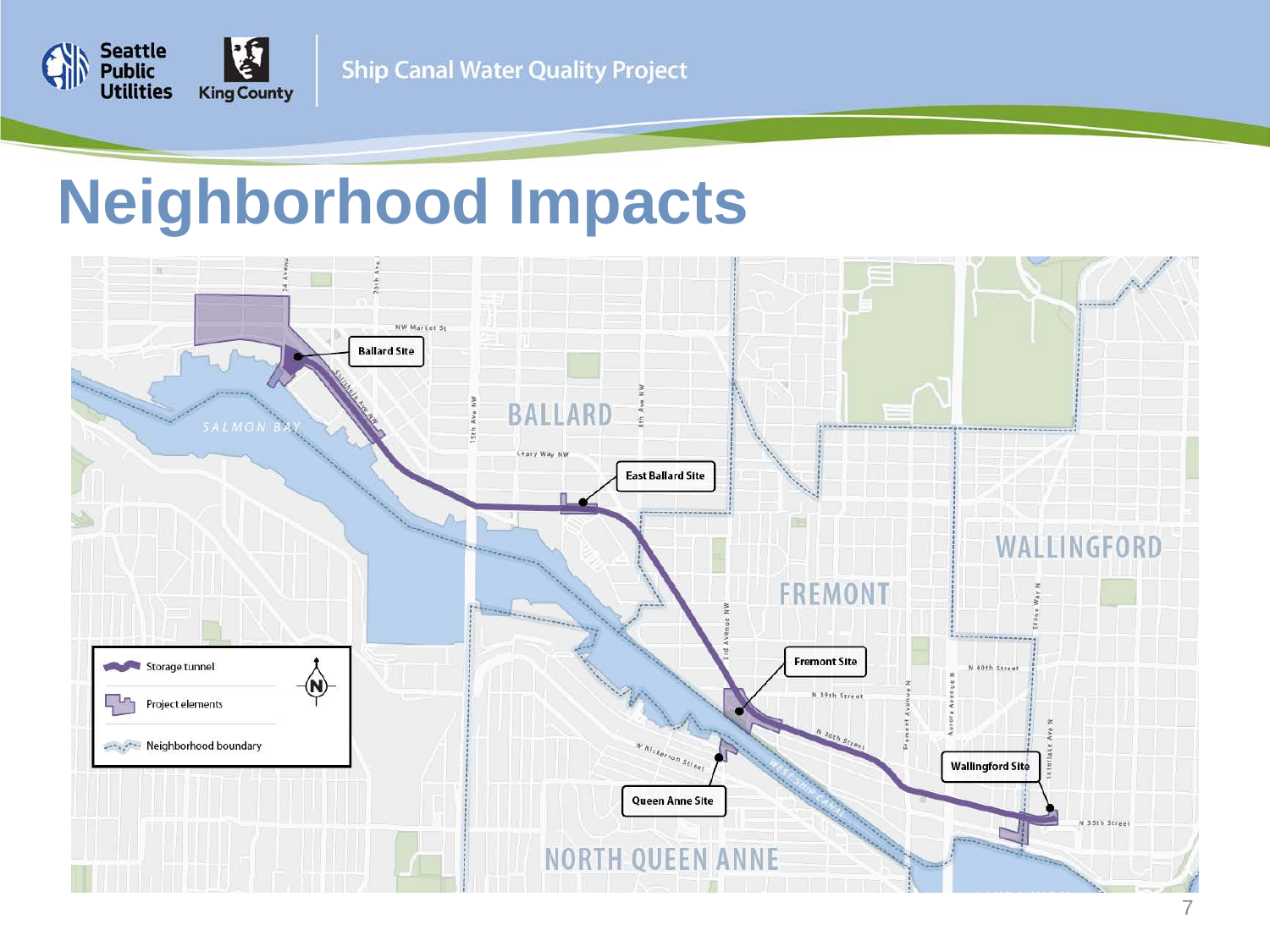Ship Canal Water Quality Project

# Neighborhood Impacts

Ballard Site

East Ballard Site

Fremont Site

Queen Anne Site

Wallingford Site

Storage tunnel

Project elements

Neighborhood boundary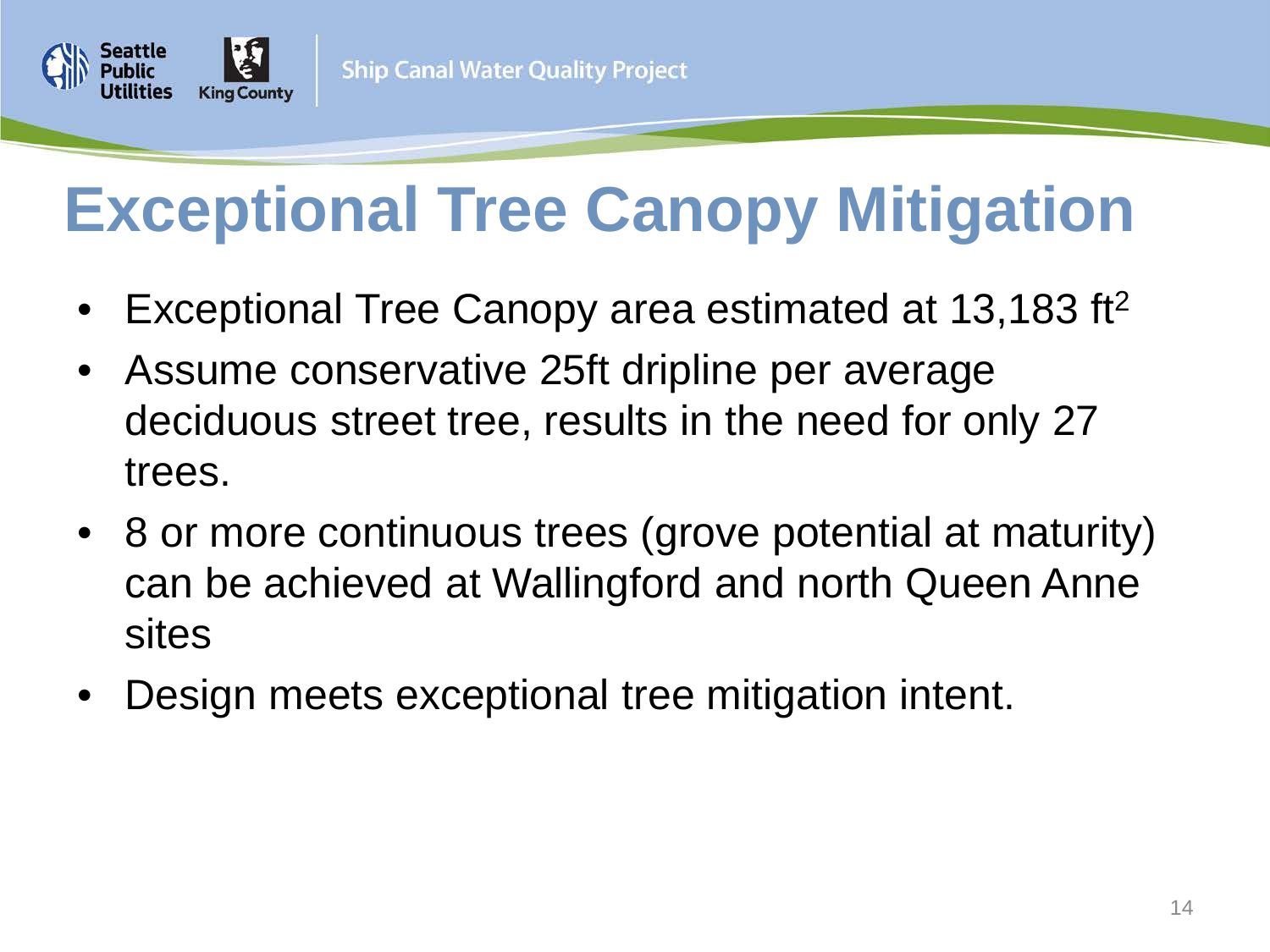# Exceptional Tree Canopy Mitigation

- Exceptional Tree Canopy area estimated at 13,183 $ft^2$
- Assume conservative 25ft dripline per average deciduous street tree, results in the need for only 27 trees.
- 8 or more continuous trees (grove potential at maturity) can be achieved at Wallingford and north Queen Anne sites
- Design meets exceptional tree mitigation intent.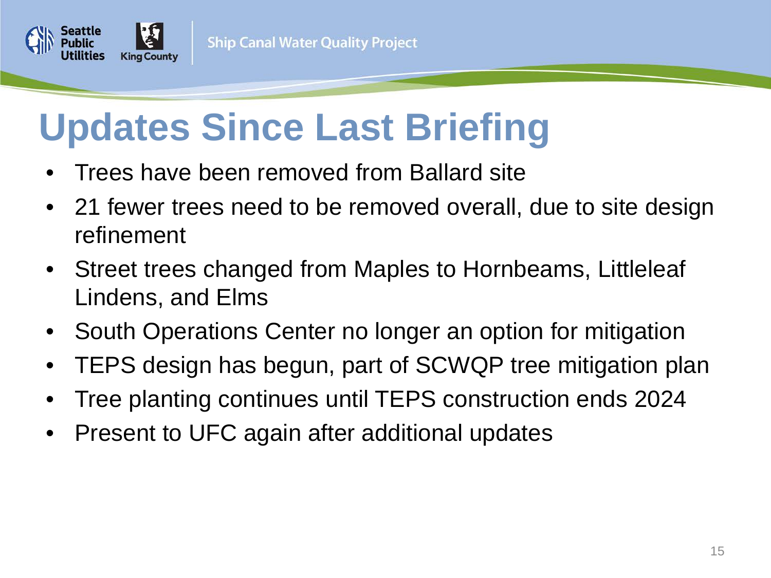# Updates Since Last Briefing

- Trees have been removed from Ballard site
- 21 fewer trees need to be removed overall, due to site design refinement
- Street trees changed from Maples to Hornbeams, Littleleaf Lindens, and Elms
- South Operations Center no longer an option for mitigation
- TEPS design has begun, part of SCWQP tree mitigation plan
- Tree planting continues until TEPS construction ends 2024
- Present to UFC again after additional updates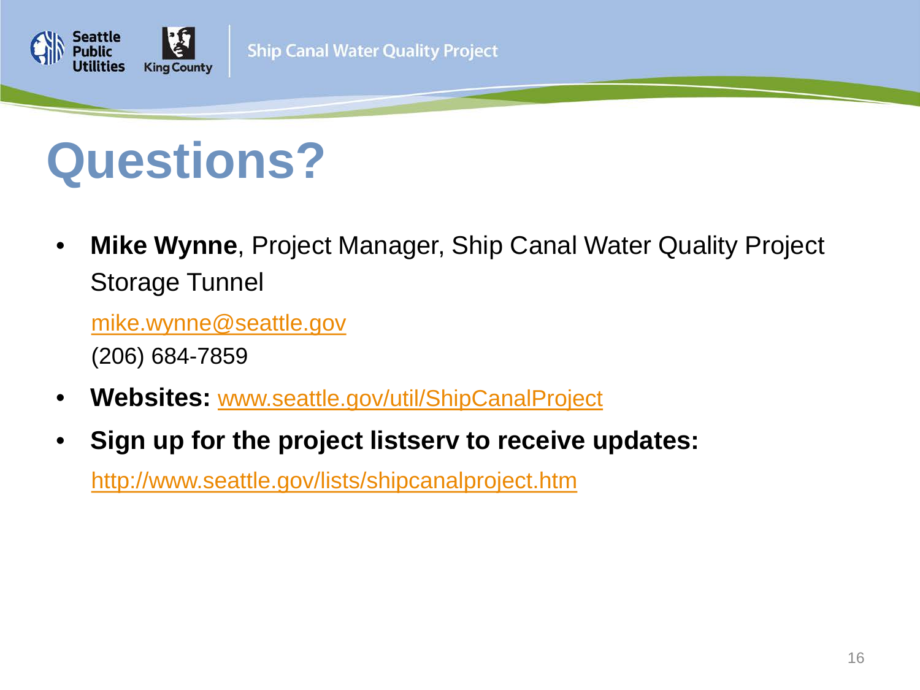# Questions?

- **Mike Wynne**, Project Manager, Ship Canal Water Quality Project Storage Tunnel

  mike.wynne@seattle.gov

  (206) 684-7859

- **Websites:** www.seattle.gov/util/ShipCanalProject

- **Sign up for the project listserv to receive updates:**

  http://www.seattle.gov/lists/shipcanalproject.htm